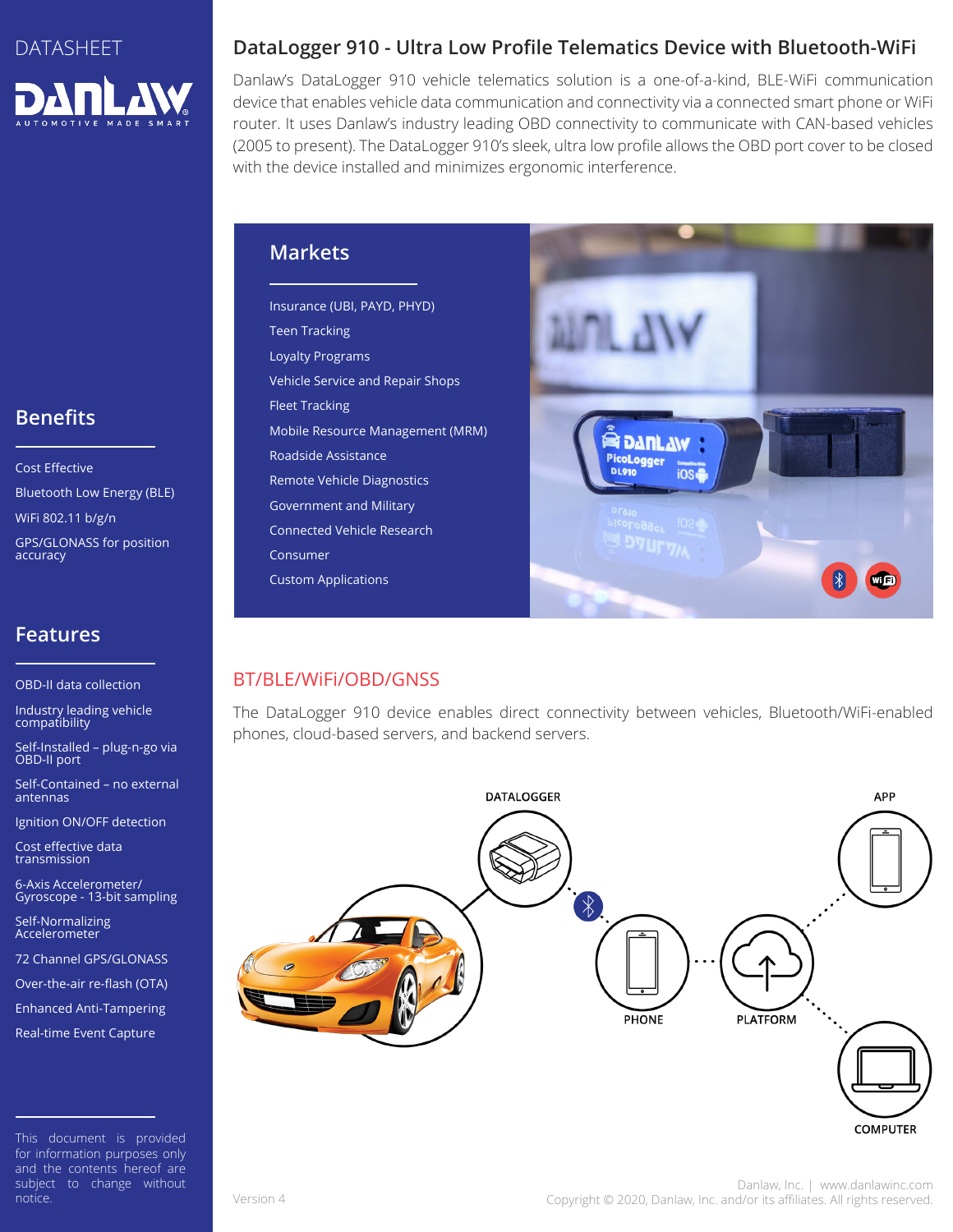DATASHEET

# DataLogger 910 - Ultra Low Profile Telematics Device with Bluetooth-WiFi

Danlaw's DataLogger 910 vehicle telematics solution is a one-of-a-kind, BLE-WiFi communication device that enables vehicle data communication and connectivity via a connected smart phone or WiFi router. It uses Danlaw's industry leading OBD connectivity to communicate with CAN-based vehicles (2005 to present). The DataLogger 910's sleek, ultra low profile allows the OBD port cover to be closed with the device installed and minimizes ergonomic interference.

## Markets

- Insurance (UBI, PAYD, PHYD)
- Teen Tracking
- Loyalty Programs
- Vehicle Service and Repair Shops
- Fleet Tracking
- Mobile Resource Management (MRM)
- Roadside Assistance
- Remote Vehicle Diagnostics
- Government and Military
- Connected Vehicle Research
- Consumer
- Custom Applications

## Benefits

- Cost Effective
- Bluetooth Low Energy (BLE)
- WiFi 802.11 b/g/n
- GPS/GLONASS for position accuracy

## Features

- OBD-II data collection
- Industry leading vehicle compatibility
- Self-Installed – plug-n-go via OBD-II port
- Self-Contained – no external antennas
- Ignition ON/OFF detection
- Cost effective data transmission
- 6-Axis Accelerometer/ Gyroscope - 13-bit sampling
- Self-Normalizing Accelerometer
- 72 Channel GPS/GLONASS
- Over-the-air re-flash (OTA)
- Enhanced Anti-Tampering
- Real-time Event Capture

## BT/BLE/WiFi/OBD/GNSS

The DataLogger 910 device enables direct connectivity between vehicles, Bluetooth/WiFi-enabled phones, cloud-based servers, and backend servers.

DATALOGGER — PHONE — PLATFORM — APP — COMPUTER

This document is provided for information purposes only and the contents hereof are subject to change without notice.

Version 4

Danlaw, Inc. | www.danlawinc.com
Copyright © 2020, Danlaw, Inc. and/or its affiliates. All rights reserved.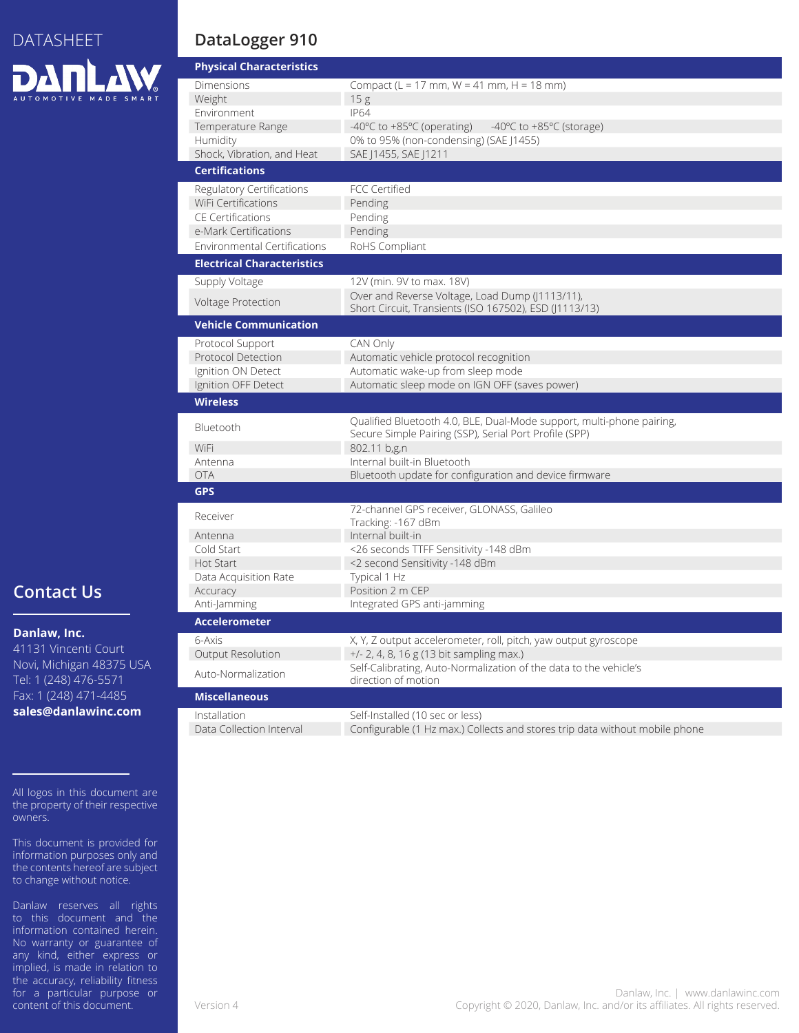DATASHEET

# DataLogger 910

| | |
|---|---|
| **Physical Characteristics** | |
| Dimensions | Compact (L = 17 mm, W = 41 mm, H = 18 mm) |
| Weight | 15 g |
| Environment | IP64 |
| Temperature Range | -40ºC to +85ºC (operating) -40ºC to +85ºC (storage) |
| Humidity | 0% to 95% (non-condensing) (SAE J1455) |
| Shock, Vibration, and Heat | SAE J1455, SAE J1211 |
| **Certifications** | |
| Regulatory Certifications | FCC Certified |
| WiFi Certifications | Pending |
| CE Certifications | Pending |
| e-Mark Certifications | Pending |
| Environmental Certifications | RoHS Compliant |
| **Electrical Characteristics** | |
| Supply Voltage | 12V (min. 9V to max. 18V) |
| Voltage Protection | Over and Reverse Voltage, Load Dump (J1113/11), Short Circuit, Transients (ISO 167502), ESD (J1113/13) |
| **Vehicle Communication** | |
| Protocol Support | CAN Only |
| Protocol Detection | Automatic vehicle protocol recognition |
| Ignition ON Detect | Automatic wake-up from sleep mode |
| Ignition OFF Detect | Automatic sleep mode on IGN OFF (saves power) |
| **Wireless** | |
| Bluetooth | Qualified Bluetooth 4.0, BLE, Dual-Mode support, multi-phone pairing, Secure Simple Pairing (SSP), Serial Port Profile (SPP) |
| WiFi | 802.11 b,g,n |
| Antenna | Internal built-in Bluetooth |
| OTA | Bluetooth update for configuration and device firmware |
| **GPS** | |
| Receiver | 72-channel GPS receiver, GLONASS, Galileo Tracking: -167 dBm |
| Antenna | Internal built-in |
| Cold Start | <26 seconds TTFF Sensitivity -148 dBm |
| Hot Start | <2 second Sensitivity -148 dBm |
| Data Acquisition Rate | Typical 1 Hz |
| Accuracy | Position 2 m CEP |
| Anti-Jamming | Integrated GPS anti-jamming |
| **Accelerometer** | |
| 6-Axis | X, Y, Z output accelerometer, roll, pitch, yaw output gyroscope |
| Output Resolution | +/- 2, 4, 8, 16 g (13 bit sampling max.) |
| Auto-Normalization | Self-Calibrating, Auto-Normalization of the data to the vehicle's direction of motion |
| **Miscellaneous** | |
| Installation | Self-Installed (10 sec or less) |
| Data Collection Interval | Configurable (1 Hz max.) Collects and stores trip data without mobile phone |

## Contact Us

**Danlaw, Inc.**
41131 Vincenti Court
Novi, Michigan 48375 USA
Tel: 1 (248) 476-5571
Fax: 1 (248) 471-4485
**sales@danlawinc.com**

All logos in this document are the property of their respective owners.

This document is provided for information purposes only and the contents hereof are subject to change without notice.

Danlaw reserves all rights to this document and the information contained herein. No warranty or guarantee of any kind, either express or implied, is made in relation to the accuracy, reliability fitness for a particular purpose or content of this document.

Version 4

Danlaw, Inc. | www.danlawinc.com
Copyright © 2020, Danlaw, Inc. and/or its affiliates. All rights reserved.